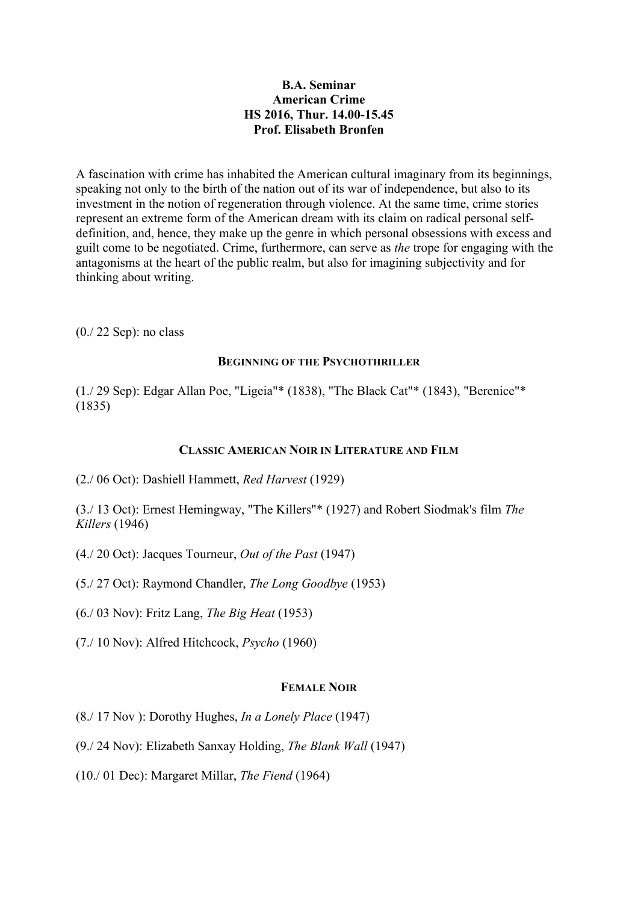**B.A. Seminar**
**American Crime**
**HS 2016, Thur. 14.00-15.45**
**Prof. Elisabeth Bronfen**

A fascination with crime has inhabited the American cultural imaginary from its beginnings, speaking not only to the birth of the nation out of its war of independence, but also to its investment in the notion of regeneration through violence. At the same time, crime stories represent an extreme form of the American dream with its claim on radical personal self-definition, and, hence, they make up the genre in which personal obsessions with excess and guilt come to be negotiated. Crime, furthermore, can serve as *the* trope for engaging with the antagonisms at the heart of the public realm, but also for imagining subjectivity and for thinking about writing.

(0./ 22 Sep): no class

## BEGINNING OF THE PSYCHOTHRILLER

(1./ 29 Sep): Edgar Allan Poe, "Ligeia"* (1838), "The Black Cat"* (1843), "Berenice"* (1835)

## CLASSIC AMERICAN NOIR IN LITERATURE AND FILM

(2./ 06 Oct): Dashiell Hammett, *Red Harvest* (1929)

(3./ 13 Oct): Ernest Hemingway, "The Killers"* (1927) and Robert Siodmak's film *The Killers* (1946)

(4./ 20 Oct): Jacques Tourneur, *Out of the Past* (1947)

(5./ 27 Oct): Raymond Chandler, *The Long Goodbye* (1953)

(6./ 03 Nov): Fritz Lang, *The Big Heat* (1953)

(7./ 10 Nov): Alfred Hitchcock, *Psycho* (1960)

## FEMALE NOIR

(8./ 17 Nov ): Dorothy Hughes, *In a Lonely Place* (1947)

(9./ 24 Nov): Elizabeth Sanxay Holding, *The Blank Wall* (1947)

(10./ 01 Dec): Margaret Millar, *The Fiend* (1964)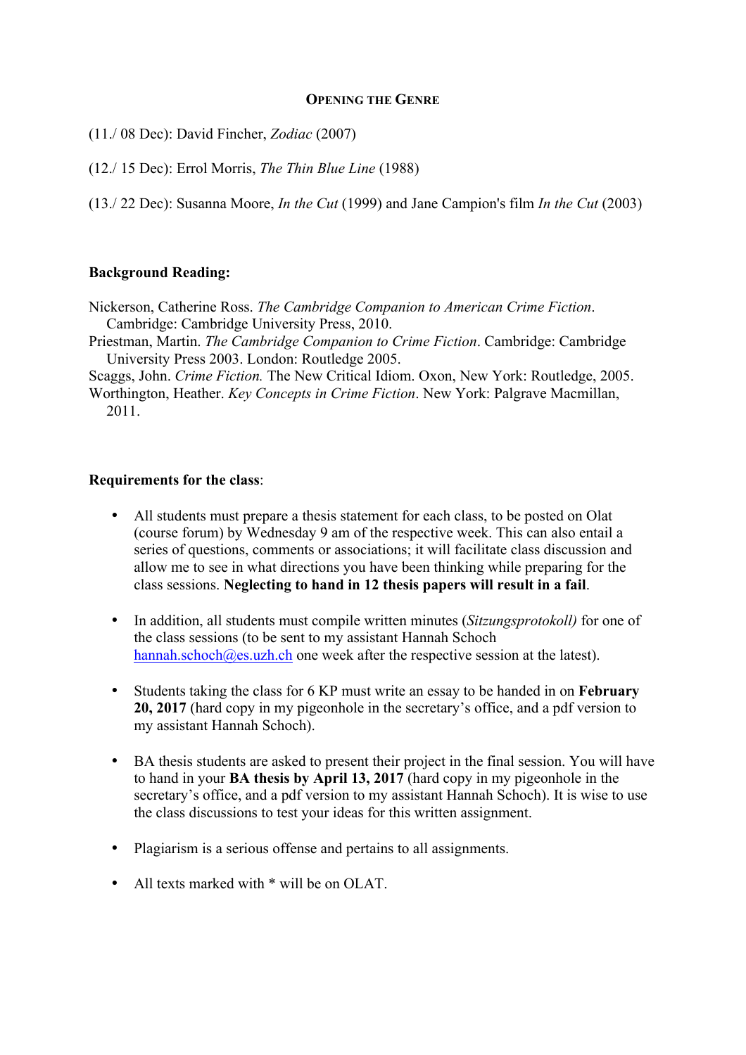**Opening the Genre**

(11./ 08 Dec): David Fincher, *Zodiac* (2007)

(12./ 15 Dec): Errol Morris, *The Thin Blue Line* (1988)

(13./ 22 Dec): Susanna Moore, *In the Cut* (1999) and Jane Campion's film *In the Cut* (2003)

**Background Reading:**

Nickerson, Catherine Ross. *The Cambridge Companion to American Crime Fiction*. Cambridge: Cambridge University Press, 2010.
Priestman, Martin. *The Cambridge Companion to Crime Fiction*. Cambridge: Cambridge University Press 2003. London: Routledge 2005.
Scaggs, John. *Crime Fiction.* The New Critical Idiom. Oxon, New York: Routledge, 2005.
Worthington, Heather. *Key Concepts in Crime Fiction*. New York: Palgrave Macmillan, 2011.

**Requirements for the class**:

- All students must prepare a thesis statement for each class, to be posted on Olat (course forum) by Wednesday 9 am of the respective week. This can also entail a series of questions, comments or associations; it will facilitate class discussion and allow me to see in what directions you have been thinking while preparing for the class sessions. **Neglecting to hand in 12 thesis papers will result in a fail**.
- In addition, all students must compile written minutes (*Sitzungsprotokoll)* for one of the class sessions (to be sent to my assistant Hannah Schoch hannah.schoch@es.uzh.ch one week after the respective session at the latest).
- Students taking the class for 6 KP must write an essay to be handed in on **February 20, 2017** (hard copy in my pigeonhole in the secretary's office, and a pdf version to my assistant Hannah Schoch).
- BA thesis students are asked to present their project in the final session. You will have to hand in your **BA thesis by April 13, 2017** (hard copy in my pigeonhole in the secretary's office, and a pdf version to my assistant Hannah Schoch). It is wise to use the class discussions to test your ideas for this written assignment.
- Plagiarism is a serious offense and pertains to all assignments.
- All texts marked with * will be on OLAT.